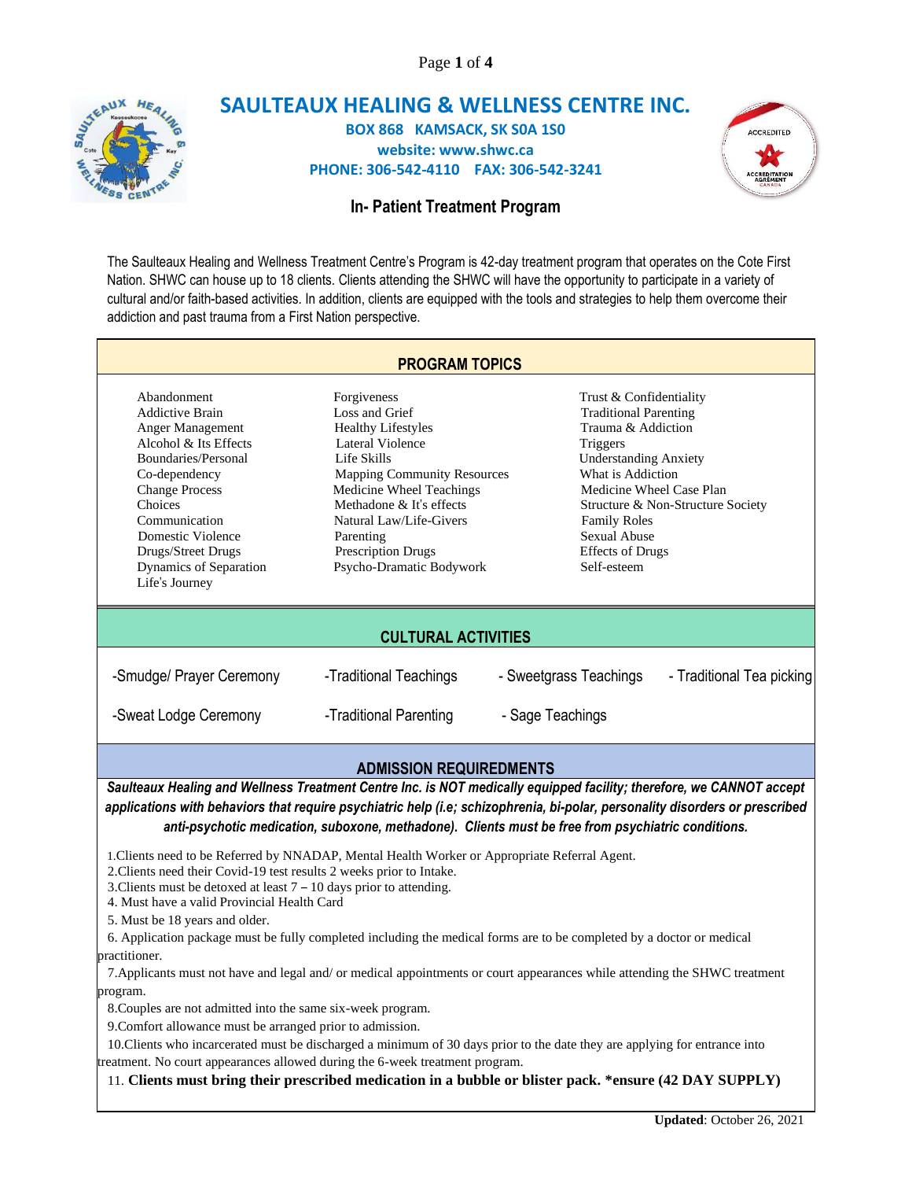# SAULTEAUX HEALING & WELLNESS CENTRE INC.

**BOX 868 KAMSACK, SK S0A 1S0**
**website: www.shwc.ca**
**PHONE: 306-542-4110 FAX: 306-542-3241**

## In- Patient Treatment Program

The Saulteaux Healing and Wellness Treatment Centre's Program is 42-day treatment program that operates on the Cote First Nation. SHWC can house up to 18 clients. Clients attending the SHWC will have the opportunity to participate in a variety of cultural and/or faith-based activities. In addition, clients are equipped with the tools and strategies to help them overcome their addiction and past trauma from a First Nation perspective.

### PROGRAM TOPICS

| | | |
|---|---|---|
| Abandonment | Forgiveness | Trust & Confidentiality |
| Addictive Brain | Loss and Grief | Traditional Parenting |
| Anger Management | Healthy Lifestyles | Trauma & Addiction |
| Alcohol & Its Effects | Lateral Violence | Triggers |
| Boundaries/Personal | Life Skills | Understanding Anxiety |
| Co-dependency | Mapping Community Resources | What is Addiction |
| Change Process | Medicine Wheel Teachings | Medicine Wheel Case Plan |
| Choices | Methadone & It's effects | Structure & Non-Structure Society |
| Communication | Natural Law/Life-Givers | Family Roles |
| Domestic Violence | Parenting | Sexual Abuse |
| Drugs/Street Drugs | Prescription Drugs | Effects of Drugs |
| Dynamics of Separation | Psycho-Dramatic Bodywork | Self-esteem |
| Life's Journey | | |

### CULTURAL ACTIVITIES

| | | | |
|---|---|---|---|
| -Smudge/ Prayer Ceremony | -Traditional Teachings | - Sweetgrass Teachings | - Traditional Tea picking |
| -Sweat Lodge Ceremony | -Traditional Parenting | - Sage Teachings | |

### ADMISSION REQUIREDMENTS

***Saulteaux Healing and Wellness Treatment Centre Inc. is NOT medically equipped facility; therefore, we CANNOT accept applications with behaviors that require psychiatric help (i.e; schizophrenia, bi-polar, personality disorders or prescribed anti-psychotic medication, suboxone, methadone). Clients must be free from psychiatric conditions.***

1. Clients need to be Referred by NNADAP, Mental Health Worker or Appropriate Referral Agent.
2. Clients need their Covid-19 test results 2 weeks prior to Intake.
3. Clients must be detoxed at least 7 – 10 days prior to attending.
4. Must have a valid Provincial Health Card
5. Must be 18 years and older.
6. Application package must be fully completed including the medical forms are to be completed by a doctor or medical practitioner.
7. Applicants must not have and legal and/ or medical appointments or court appearances while attending the SHWC treatment program.
8. Couples are not admitted into the same six-week program.
9. Comfort allowance must be arranged prior to admission.
10. Clients who incarcerated must be discharged a minimum of 30 days prior to the date they are applying for entrance into treatment. No court appearances allowed during the 6-week treatment program.
11. **Clients must bring their prescribed medication in a bubble or blister pack. *ensure (42 DAY SUPPLY)**

**Updated**: October 26, 2021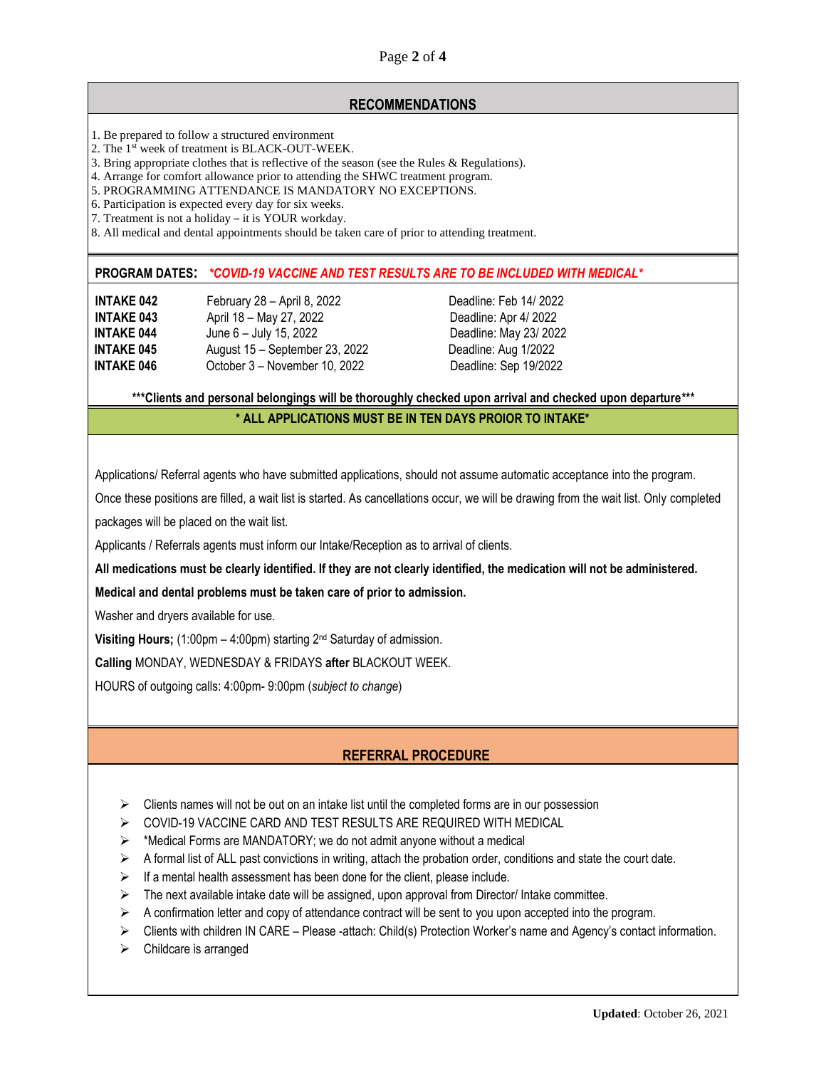## RECOMMENDATIONS

1. Be prepared to follow a structured environment
2. The 1st week of treatment is BLACK-OUT-WEEK.
3. Bring appropriate clothes that is reflective of the season (see the Rules & Regulations).
4. Arrange for comfort allowance prior to attending the SHWC treatment program.
5. PROGRAMMING ATTENDANCE IS MANDATORY NO EXCEPTIONS.
6. Participation is expected every day for six weeks.
7. Treatment is not a holiday – it is YOUR workday.
8. All medical and dental appointments should be taken care of prior to attending treatment.

**PROGRAM DATES:** ***COVID-19 VACCINE AND TEST RESULTS ARE TO BE INCLUDED WITH MEDICAL****

| | | |
|---|---|---|
| **INTAKE 042** | February 28 – April 8, 2022 | Deadline: Feb 14/ 2022 |
| **INTAKE 043** | April 18 – May 27, 2022 | Deadline: Apr 4/ 2022 |
| **INTAKE 044** | June 6 – July 15, 2022 | Deadline: May 23/ 2022 |
| **INTAKE 045** | August 15 – September 23, 2022 | Deadline: Aug 1/2022 |
| **INTAKE 046** | October 3 – November 10, 2022 | Deadline: Sep 19/2022 |

**\*\*\*Clients and personal belongings will be thoroughly checked upon arrival and checked upon departure\*\*\***

**\* ALL APPLICATIONS MUST BE IN TEN DAYS PROIOR TO INTAKE\***

Applications/ Referral agents who have submitted applications, should not assume automatic acceptance into the program.

Once these positions are filled, a wait list is started. As cancellations occur, we will be drawing from the wait list. Only completed packages will be placed on the wait list.

Applicants / Referrals agents must inform our Intake/Reception as to arrival of clients.

**All medications must be clearly identified. If they are not clearly identified, the medication will not be administered.**

**Medical and dental problems must be taken care of prior to admission.**

Washer and dryers available for use.

**Visiting Hours;** (1:00pm – 4:00pm) starting 2nd Saturday of admission.

**Calling** MONDAY, WEDNESDAY & FRIDAYS **after** BLACKOUT WEEK.

HOURS of outgoing calls: 4:00pm- 9:00pm (*subject to change*)

## REFERRAL PROCEDURE

- Clients names will not be out on an intake list until the completed forms are in our possession
- COVID-19 VACCINE CARD AND TEST RESULTS ARE REQUIRED WITH MEDICAL
- *Medical Forms are MANDATORY; we do not admit anyone without a medical
- A formal list of ALL past convictions in writing, attach the probation order, conditions and state the court date.
- If a mental health assessment has been done for the client, please include.
- The next available intake date will be assigned, upon approval from Director/ Intake committee.
- A confirmation letter and copy of attendance contract will be sent to you upon accepted into the program.
- Clients with children IN CARE – Please -attach: Child(s) Protection Worker's name and Agency's contact information.
- Childcare is arranged

**Updated**: October 26, 2021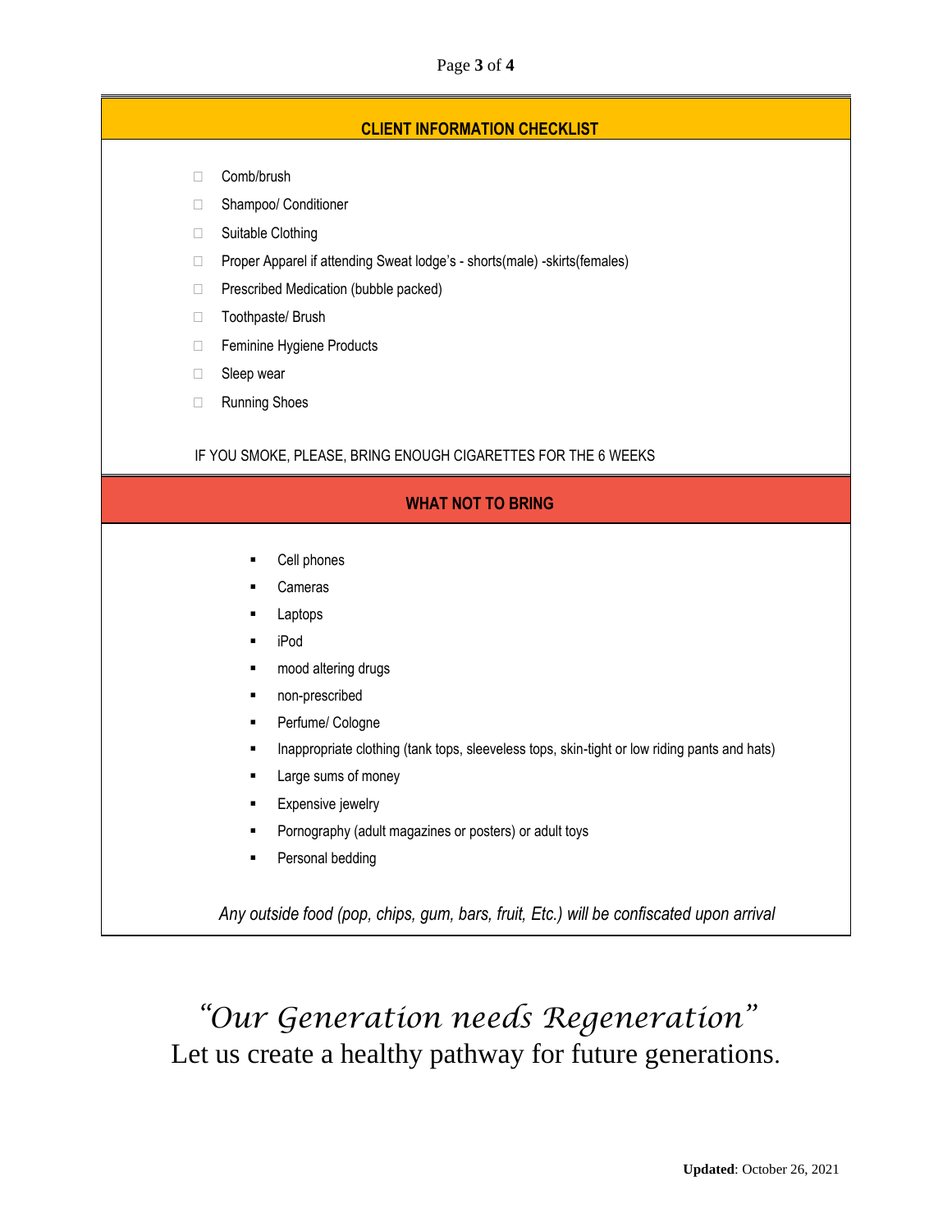## CLIENT INFORMATION CHECKLIST

- ☐ Comb/brush
- ☐ Shampoo/ Conditioner
- ☐ Suitable Clothing
- ☐ Proper Apparel if attending Sweat lodge's - shorts(male) -skirts(females)
- ☐ Prescribed Medication (bubble packed)
- ☐ Toothpaste/ Brush
- ☐ Feminine Hygiene Products
- ☐ Sleep wear
- ☐ Running Shoes

IF YOU SMOKE, PLEASE, BRING ENOUGH CIGARETTES FOR THE 6 WEEKS

## WHAT NOT TO BRING

- Cell phones
- Cameras
- Laptops
- iPod
- mood altering drugs
- non-prescribed
- Perfume/ Cologne
- Inappropriate clothing (tank tops, sleeveless tops, skin-tight or low riding pants and hats)
- Large sums of money
- Expensive jewelry
- Pornography (adult magazines or posters) or adult toys
- Personal bedding

*Any outside food (pop, chips, gum, bars, fruit, Etc.) will be confiscated upon arrival*

*"Our Generation needs Regeneration"*

Let us create a healthy pathway for future generations.

**Updated**: October 26, 2021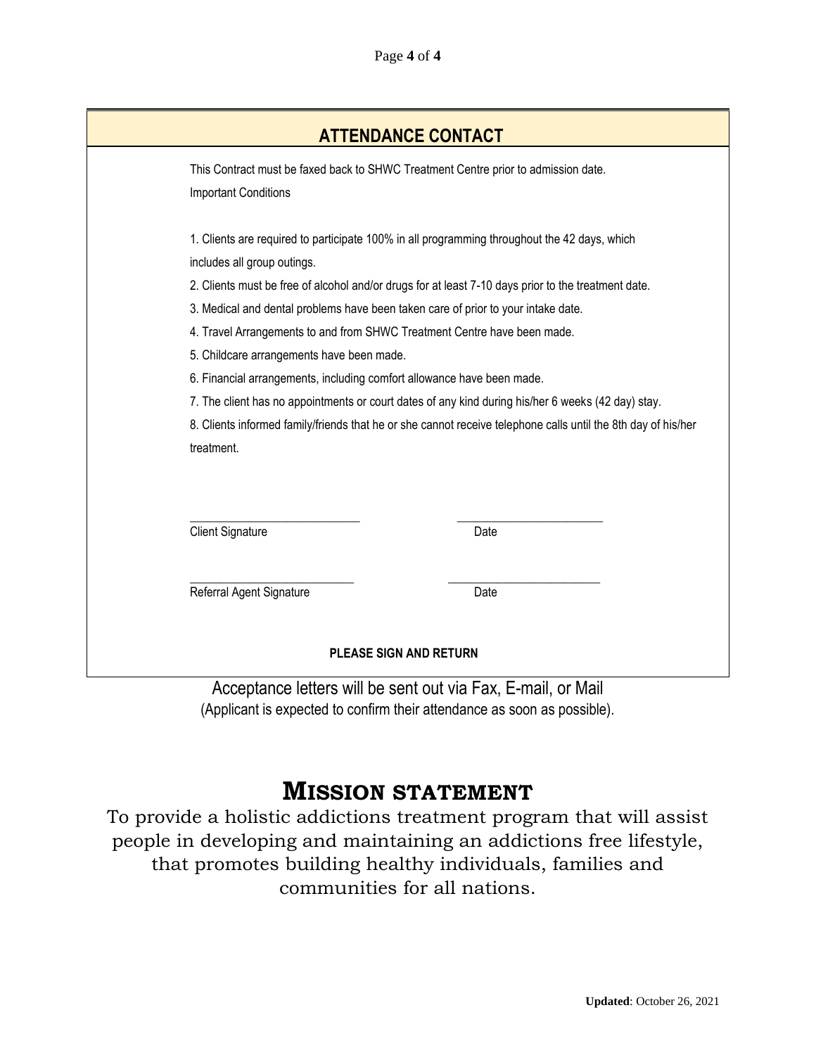## ATTENDANCE CONTACT

This Contract must be faxed back to SHWC Treatment Centre prior to admission date.

Important Conditions

1. Clients are required to participate 100% in all programming throughout the 42 days, which includes all group outings.
2. Clients must be free of alcohol and/or drugs for at least 7-10 days prior to the treatment date.
3. Medical and dental problems have been taken care of prior to your intake date.
4. Travel Arrangements to and from SHWC Treatment Centre have been made.
5. Childcare arrangements have been made.
6. Financial arrangements, including comfort allowance have been made.
7. The client has no appointments or court dates of any kind during his/her 6 weeks (42 day) stay.
8. Clients informed family/friends that he or she cannot receive telephone calls until the 8th day of his/her treatment.

\_\_\_\_\_\_\_\_\_\_\_\_\_\_\_\_\_\_\_\_\_\_\_\_\_\_\_ \_\_\_\_\_\_\_\_\_\_\_\_\_\_\_\_\_\_\_\_\_\_\_\_

Client Signature Date

\_\_\_\_\_\_\_\_\_\_\_\_\_\_\_\_\_\_\_\_\_\_\_\_\_\_\_ \_\_\_\_\_\_\_\_\_\_\_\_\_\_\_\_\_\_\_\_\_\_\_\_

Referral Agent Signature Date

**PLEASE SIGN AND RETURN**

Acceptance letters will be sent out via Fax, E-mail, or Mail

(Applicant is expected to confirm their attendance as soon as possible).

# MISSION STATEMENT

To provide a holistic addictions treatment program that will assist people in developing and maintaining an addictions free lifestyle, that promotes building healthy individuals, families and communities for all nations.

**Updated**: October 26, 2021